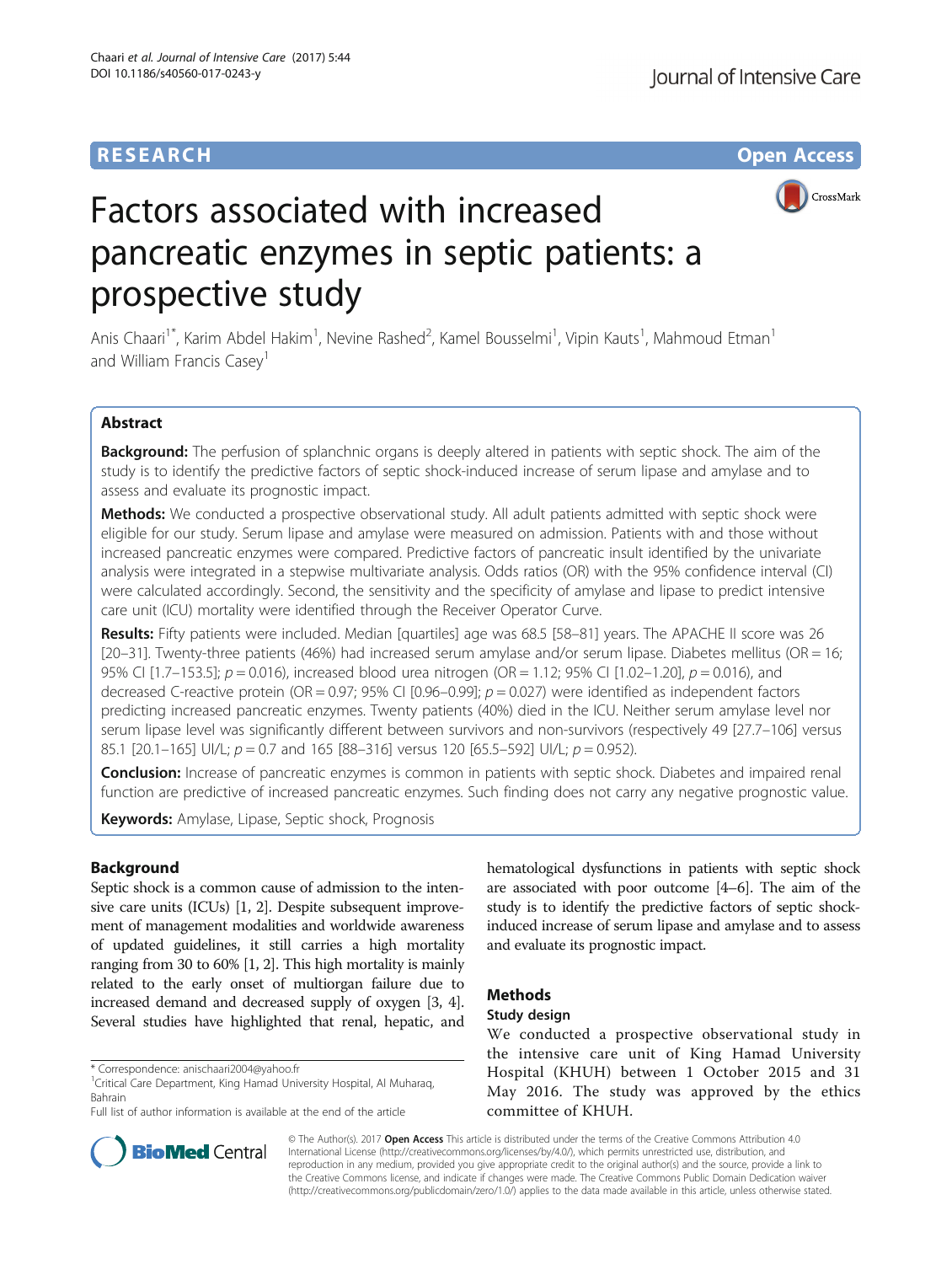RESEARCH Open Access

# Factors associated with increased pancreatic enzymes in septic patients: a prospective study

Anis Chaari[1*], Karim Abdel Hakim[1], Nevine Rashed[2], Kamel Bousselmi[1], Vipin Kauts[1], Mahmoud Etman[1] and William Francis Casey[1]

## Abstract

**Background:** The perfusion of splanchnic organs is deeply altered in patients with septic shock. The aim of the study is to identify the predictive factors of septic shock-induced increase of serum lipase and amylase and to assess and evaluate its prognostic impact.

**Methods:** We conducted a prospective observational study. All adult patients admitted with septic shock were eligible for our study. Serum lipase and amylase were measured on admission. Patients with and those without increased pancreatic enzymes were compared. Predictive factors of pancreatic insult identified by the univariate analysis were integrated in a stepwise multivariate analysis. Odds ratios (OR) with the 95% confidence interval (CI) were calculated accordingly. Second, the sensitivity and the specificity of amylase and lipase to predict intensive care unit (ICU) mortality were identified through the Receiver Operator Curve.

**Results:** Fifty patients were included. Median [quartiles] age was 68.5 [58–81] years. The APACHE II score was 26 [20–31]. Twenty-three patients (46%) had increased serum amylase and/or serum lipase. Diabetes mellitus (OR = 16; 95% CI [1.7–153.5]; $p = 0.016$), increased blood urea nitrogen (OR = 1.12; 95% CI [1.02–1.20], $p = 0.016$), and decreased C-reactive protein (OR = 0.97; 95% CI [0.96–0.99]; $p = 0.027$) were identified as independent factors predicting increased pancreatic enzymes. Twenty patients (40%) died in the ICU. Neither serum amylase level nor serum lipase level was significantly different between survivors and non-survivors (respectively 49 [27.7–106] versus 85.1 [20.1–165] UI/L; $p = 0.7$ and 165 [88–316] versus 120 [65.5–592] UI/L; $p = 0.952$).

**Conclusion:** Increase of pancreatic enzymes is common in patients with septic shock. Diabetes and impaired renal function are predictive of increased pancreatic enzymes. Such finding does not carry any negative prognostic value.

**Keywords:** Amylase, Lipase, Septic shock, Prognosis

## Background

Septic shock is a common cause of admission to the intensive care units (ICUs) [1, 2]. Despite subsequent improvement of management modalities and worldwide awareness of updated guidelines, it still carries a high mortality ranging from 30 to 60% [1, 2]. This high mortality is mainly related to the early onset of multiorgan failure due to increased demand and decreased supply of oxygen [3, 4]. Several studies have highlighted that renal, hepatic, and hematological dysfunctions in patients with septic shock are associated with poor outcome [4–6]. The aim of the study is to identify the predictive factors of septic shock-induced increase of serum lipase and amylase and to assess and evaluate its prognostic impact.

## Methods

### Study design

We conducted a prospective observational study in the intensive care unit of King Hamad University Hospital (KHUH) between 1 October 2015 and 31 May 2016. The study was approved by the ethics committee of KHUH.

\* Correspondence: anischaari2004@yahoo.fr

[1]Critical Care Department, King Hamad University Hospital, Al Muharaq, Bahrain

Full list of author information is available at the end of the article

© The Author(s). 2017 **Open Access** This article is distributed under the terms of the Creative Commons Attribution 4.0 International License (http://creativecommons.org/licenses/by/4.0/), which permits unrestricted use, distribution, and reproduction in any medium, provided you give appropriate credit to the original author(s) and the source, provide a link to the Creative Commons license, and indicate if changes were made. The Creative Commons Public Domain Dedication waiver (http://creativecommons.org/publicdomain/zero/1.0/) applies to the data made available in this article, unless otherwise stated.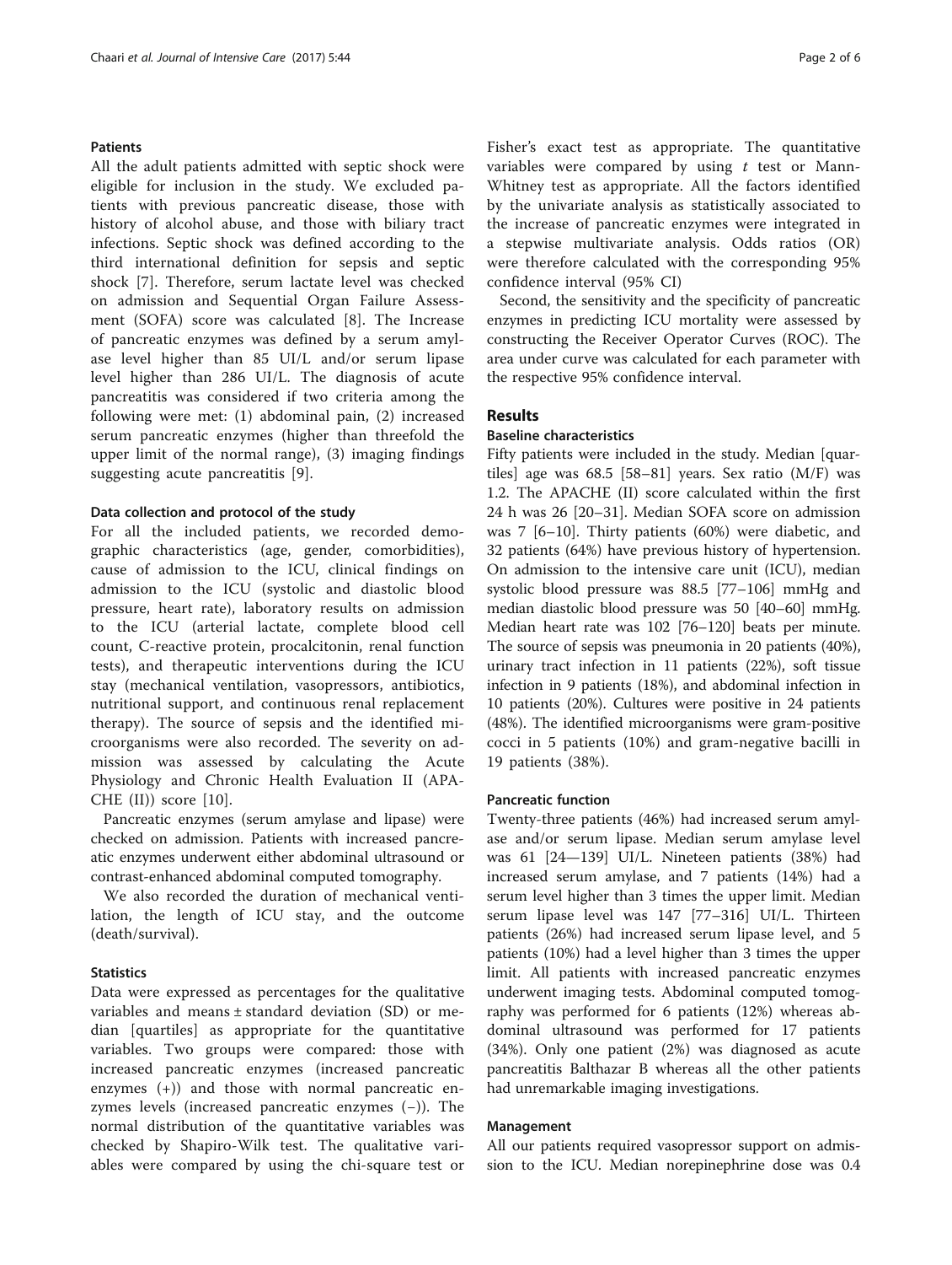### Patients

All the adult patients admitted with septic shock were eligible for inclusion in the study. We excluded patients with previous pancreatic disease, those with history of alcohol abuse, and those with biliary tract infections. Septic shock was defined according to the third international definition for sepsis and septic shock [7]. Therefore, serum lactate level was checked on admission and Sequential Organ Failure Assessment (SOFA) score was calculated [8]. The Increase of pancreatic enzymes was defined by a serum amylase level higher than 85 UI/L and/or serum lipase level higher than 286 UI/L. The diagnosis of acute pancreatitis was considered if two criteria among the following were met: (1) abdominal pain, (2) increased serum pancreatic enzymes (higher than threefold the upper limit of the normal range), (3) imaging findings suggesting acute pancreatitis [9].

### Data collection and protocol of the study

For all the included patients, we recorded demographic characteristics (age, gender, comorbidities), cause of admission to the ICU, clinical findings on admission to the ICU (systolic and diastolic blood pressure, heart rate), laboratory results on admission to the ICU (arterial lactate, complete blood cell count, C-reactive protein, procalcitonin, renal function tests), and therapeutic interventions during the ICU stay (mechanical ventilation, vasopressors, antibiotics, nutritional support, and continuous renal replacement therapy). The source of sepsis and the identified microorganisms were also recorded. The severity on admission was assessed by calculating the Acute Physiology and Chronic Health Evaluation II (APACHE (II)) score [10].

Pancreatic enzymes (serum amylase and lipase) were checked on admission. Patients with increased pancreatic enzymes underwent either abdominal ultrasound or contrast-enhanced abdominal computed tomography.

We also recorded the duration of mechanical ventilation, the length of ICU stay, and the outcome (death/survival).

### Statistics

Data were expressed as percentages for the qualitative variables and means ± standard deviation (SD) or median [quartiles] as appropriate for the quantitative variables. Two groups were compared: those with increased pancreatic enzymes (increased pancreatic enzymes (+)) and those with normal pancreatic enzymes levels (increased pancreatic enzymes (−)). The normal distribution of the quantitative variables was checked by Shapiro-Wilk test. The qualitative variables were compared by using the chi-square test or Fisher's exact test as appropriate. The quantitative variables were compared by using *t* test or Mann-Whitney test as appropriate. All the factors identified by the univariate analysis as statistically associated to the increase of pancreatic enzymes were integrated in a stepwise multivariate analysis. Odds ratios (OR) were therefore calculated with the corresponding 95% confidence interval (95% CI)

Second, the sensitivity and the specificity of pancreatic enzymes in predicting ICU mortality were assessed by constructing the Receiver Operator Curves (ROC). The area under curve was calculated for each parameter with the respective 95% confidence interval.

## Results

### Baseline characteristics

Fifty patients were included in the study. Median [quartiles] age was 68.5 [58–81] years. Sex ratio (M/F) was 1.2. The APACHE (II) score calculated within the first 24 h was 26 [20–31]. Median SOFA score on admission was 7 [6–10]. Thirty patients (60%) were diabetic, and 32 patients (64%) have previous history of hypertension. On admission to the intensive care unit (ICU), median systolic blood pressure was 88.5 [77–106] mmHg and median diastolic blood pressure was 50 [40–60] mmHg. Median heart rate was 102 [76–120] beats per minute. The source of sepsis was pneumonia in 20 patients (40%), urinary tract infection in 11 patients (22%), soft tissue infection in 9 patients (18%), and abdominal infection in 10 patients (20%). Cultures were positive in 24 patients (48%). The identified microorganisms were gram-positive cocci in 5 patients (10%) and gram-negative bacilli in 19 patients (38%).

### Pancreatic function

Twenty-three patients (46%) had increased serum amylase and/or serum lipase. Median serum amylase level was 61 [24—139] UI/L. Nineteen patients (38%) had increased serum amylase, and 7 patients (14%) had a serum level higher than 3 times the upper limit. Median serum lipase level was 147 [77–316] UI/L. Thirteen patients (26%) had increased serum lipase level, and 5 patients (10%) had a level higher than 3 times the upper limit. All patients with increased pancreatic enzymes underwent imaging tests. Abdominal computed tomography was performed for 6 patients (12%) whereas abdominal ultrasound was performed for 17 patients (34%). Only one patient (2%) was diagnosed as acute pancreatitis Balthazar B whereas all the other patients had unremarkable imaging investigations.

### Management

All our patients required vasopressor support on admission to the ICU. Median norepinephrine dose was 0.4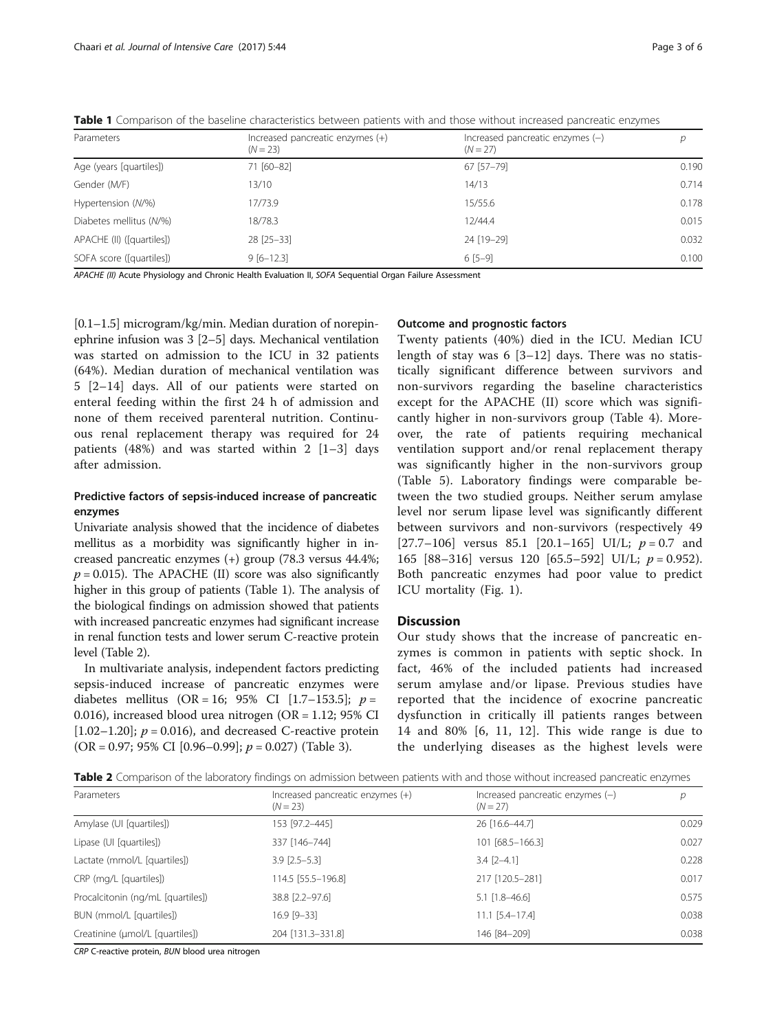**Table 1** Comparison of the baseline characteristics between patients with and those without increased pancreatic enzymes

| Parameters | Increased pancreatic enzymes (+) ($N = 23$) | Increased pancreatic enzymes (−) ($N = 27$) | $p$ |
|---|---|---|---|
| Age (years [quartiles]) | 71 [60–82] | 67 [57–79] | 0.190 |
| Gender (M/F) | 13/10 | 14/13 | 0.714 |
| Hypertension (N/%) | 17/73.9 | 15/55.6 | 0.178 |
| Diabetes mellitus (N/%) | 18/78.3 | 12/44.4 | 0.015 |
| APACHE (II) ([quartiles]) | 28 [25–33] | 24 [19–29] | 0.032 |
| SOFA score ([quartiles]) | 9 [6–12.3] | 6 [5–9] | 0.100 |

*APACHE (II)* Acute Physiology and Chronic Health Evaluation II, *SOFA* Sequential Organ Failure Assessment

[0.1–1.5] microgram/kg/min. Median duration of norepinephrine infusion was 3 [2–5] days. Mechanical ventilation was started on admission to the ICU in 32 patients (64%). Median duration of mechanical ventilation was 5 [2–14] days. All of our patients were started on enteral feeding within the first 24 h of admission and none of them received parenteral nutrition. Continuous renal replacement therapy was required for 24 patients (48%) and was started within 2 [1–3] days after admission.

### Predictive factors of sepsis-induced increase of pancreatic enzymes

Univariate analysis showed that the incidence of diabetes mellitus as a morbidity was significantly higher in increased pancreatic enzymes (+) group (78.3 versus 44.4%; $p = 0.015$). The APACHE (II) score was also significantly higher in this group of patients (Table 1). The analysis of the biological findings on admission showed that patients with increased pancreatic enzymes had significant increase in renal function tests and lower serum C-reactive protein level (Table 2).

In multivariate analysis, independent factors predicting sepsis-induced increase of pancreatic enzymes were diabetes mellitus (OR = 16; 95% CI [1.7–153.5]; $p = 0.016$), increased blood urea nitrogen (OR = 1.12; 95% CI [1.02–1.20]; $p = 0.016$), and decreased C-reactive protein (OR = 0.97; 95% CI [0.96–0.99]; $p = 0.027$) (Table 3).

### Outcome and prognostic factors

Twenty patients (40%) died in the ICU. Median ICU length of stay was 6 [3–12] days. There was no statistically significant difference between survivors and non-survivors regarding the baseline characteristics except for the APACHE (II) score which was significantly higher in non-survivors group (Table 4). Moreover, the rate of patients requiring mechanical ventilation support and/or renal replacement therapy was significantly higher in the non-survivors group (Table 5). Laboratory findings were comparable between the two studied groups. Neither serum amylase level nor serum lipase level was significantly different between survivors and non-survivors (respectively 49 [27.7–106] versus 85.1 [20.1–165] UI/L; $p = 0.7$ and 165 [88–316] versus 120 [65.5–592] UI/L; $p = 0.952$). Both pancreatic enzymes had poor value to predict ICU mortality (Fig. 1).

## Discussion

Our study shows that the increase of pancreatic enzymes is common in patients with septic shock. In fact, 46% of the included patients had increased serum amylase and/or lipase. Previous studies have reported that the incidence of exocrine pancreatic dysfunction in critically ill patients ranges between 14 and 80% [6, 11, 12]. This wide range is due to the underlying diseases as the highest levels were

**Table 2** Comparison of the laboratory findings on admission between patients with and those without increased pancreatic enzymes

| Parameters | Increased pancreatic enzymes (+) ($N = 23$) | Increased pancreatic enzymes (−) ($N = 27$) | $p$ |
|---|---|---|---|
| Amylase (UI [quartiles]) | 153 [97.2–445] | 26 [16.6–44.7] | 0.029 |
| Lipase (UI [quartiles]) | 337 [146–744] | 101 [68.5–166.3] | 0.027 |
| Lactate (mmol/L [quartiles]) | 3.9 [2.5–5.3] | 3.4 [2–4.1] | 0.228 |
| CRP (mg/L [quartiles]) | 114.5 [55.5–196.8] | 217 [120.5–281] | 0.017 |
| Procalcitonin (ng/mL [quartiles]) | 38.8 [2.2–97.6] | 5.1 [1.8–46.6] | 0.575 |
| BUN (mmol/L [quartiles]) | 16.9 [9–33] | 11.1 [5.4–17.4] | 0.038 |
| Creatinine (μmol/L [quartiles]) | 204 [131.3–331.8] | 146 [84–209] | 0.038 |

*CRP* C-reactive protein, *BUN* blood urea nitrogen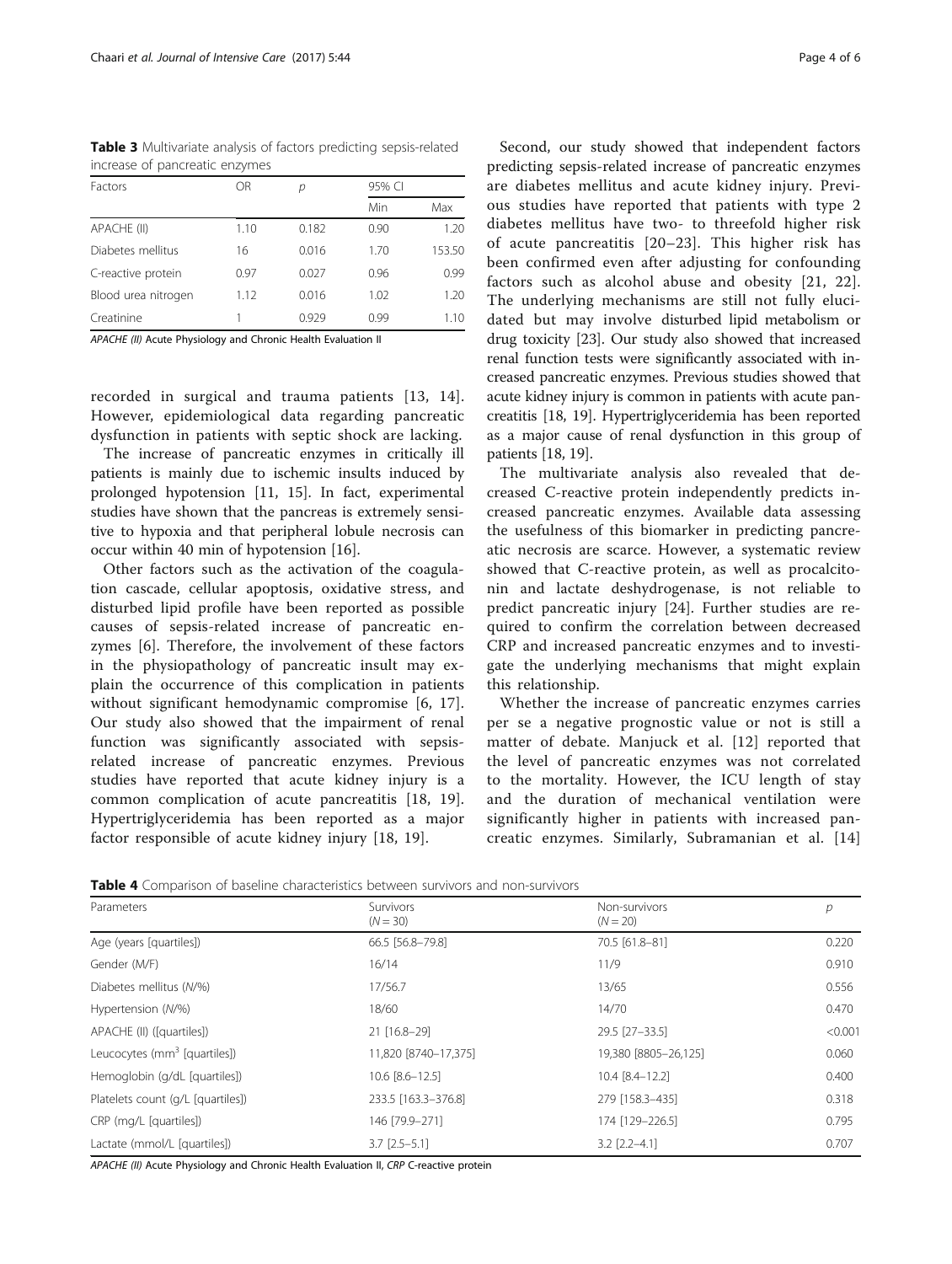**Table 3** Multivariate analysis of factors predicting sepsis-related increase of pancreatic enzymes

| Factors | OR | p | 95% CI | |
|---|---|---|---|---|
| | | | Min | Max |
| APACHE (II) | 1.10 | 0.182 | 0.90 | 1.20 |
| Diabetes mellitus | 16 | 0.016 | 1.70 | 153.50 |
| C-reactive protein | 0.97 | 0.027 | 0.96 | 0.99 |
| Blood urea nitrogen | 1.12 | 0.016 | 1.02 | 1.20 |
| Creatinine | 1 | 0.929 | 0.99 | 1.10 |

*APACHE (II)* Acute Physiology and Chronic Health Evaluation II

recorded in surgical and trauma patients [13, 14]. However, epidemiological data regarding pancreatic dysfunction in patients with septic shock are lacking.

The increase of pancreatic enzymes in critically ill patients is mainly due to ischemic insults induced by prolonged hypotension [11, 15]. In fact, experimental studies have shown that the pancreas is extremely sensitive to hypoxia and that peripheral lobule necrosis can occur within 40 min of hypotension [16].

Other factors such as the activation of the coagulation cascade, cellular apoptosis, oxidative stress, and disturbed lipid profile have been reported as possible causes of sepsis-related increase of pancreatic enzymes [6]. Therefore, the involvement of these factors in the physiopathology of pancreatic insult may explain the occurrence of this complication in patients without significant hemodynamic compromise [6, 17]. Our study also showed that the impairment of renal function was significantly associated with sepsis-related increase of pancreatic enzymes. Previous studies have reported that acute kidney injury is a common complication of acute pancreatitis [18, 19]. Hypertriglyceridemia has been reported as a major factor responsible of acute kidney injury [18, 19].

Second, our study showed that independent factors predicting sepsis-related increase of pancreatic enzymes are diabetes mellitus and acute kidney injury. Previous studies have reported that patients with type 2 diabetes mellitus have two- to threefold higher risk of acute pancreatitis [20–23]. This higher risk has been confirmed even after adjusting for confounding factors such as alcohol abuse and obesity [21, 22]. The underlying mechanisms are still not fully elucidated but may involve disturbed lipid metabolism or drug toxicity [23]. Our study also showed that increased renal function tests were significantly associated with increased pancreatic enzymes. Previous studies showed that acute kidney injury is common in patients with acute pancreatitis [18, 19]. Hypertriglyceridemia has been reported as a major cause of renal dysfunction in this group of patients [18, 19].

The multivariate analysis also revealed that decreased C-reactive protein independently predicts increased pancreatic enzymes. Available data assessing the usefulness of this biomarker in predicting pancreatic necrosis are scarce. However, a systematic review showed that C-reactive protein, as well as procalcitonin and lactate deshydrogenase, is not reliable to predict pancreatic injury [24]. Further studies are required to confirm the correlation between decreased CRP and increased pancreatic enzymes and to investigate the underlying mechanisms that might explain this relationship.

Whether the increase of pancreatic enzymes carries per se a negative prognostic value or not is still a matter of debate. Manjuck et al. [12] reported that the level of pancreatic enzymes was not correlated to the mortality. However, the ICU length of stay and the duration of mechanical ventilation were significantly higher in patients with increased pancreatic enzymes. Similarly, Subramanian et al. [14]

**Table 4** Comparison of baseline characteristics between survivors and non-survivors

| Parameters | Survivors ($N = 30$) | Non-survivors ($N = 20$) | p |
|---|---|---|---|
| Age (years [quartiles]) | 66.5 [56.8–79.8] | 70.5 [61.8–81] | 0.220 |
| Gender (M/F) | 16/14 | 11/9 | 0.910 |
| Diabetes mellitus (N/%) | 17/56.7 | 13/65 | 0.556 |
| Hypertension (N/%) | 18/60 | 14/70 | 0.470 |
| APACHE (II) ([quartiles]) | 21 [16.8–29] | 29.5 [27–33.5] | <0.001 |
| Leucocytes ($mm^3$ [quartiles]) | 11,820 [8740–17,375] | 19,380 [8805–26,125] | 0.060 |
| Hemoglobin (g/dL [quartiles]) | 10.6 [8.6–12.5] | 10.4 [8.4–12.2] | 0.400 |
| Platelets count (g/L [quartiles]) | 233.5 [163.3–376.8] | 279 [158.3–435] | 0.318 |
| CRP (mg/L [quartiles]) | 146 [79.9–271] | 174 [129–226.5] | 0.795 |
| Lactate (mmol/L [quartiles]) | 3.7 [2.5–5.1] | 3.2 [2.2–4.1] | 0.707 |

*APACHE (II)* Acute Physiology and Chronic Health Evaluation II, *CRP* C-reactive protein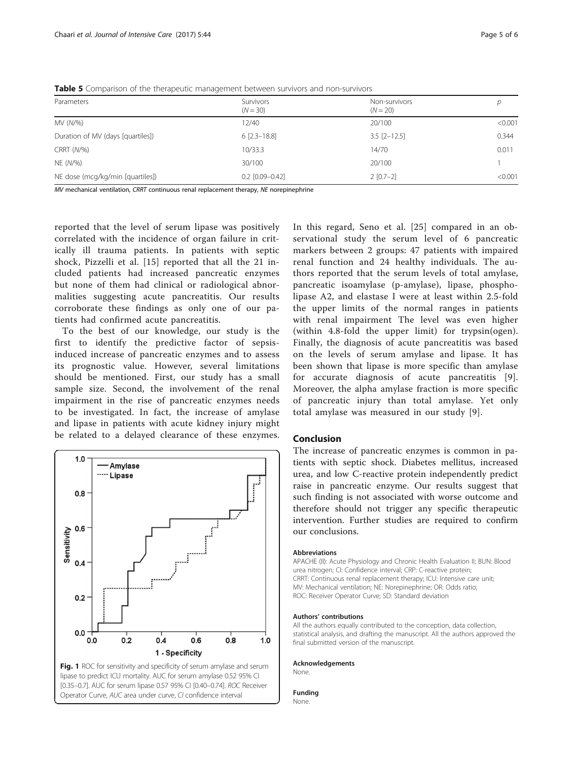**Table 5** Comparison of the therapeutic management between survivors and non-survivors

| Parameters | Survivors ($N = 30$) | Non-survivors ($N = 20$) | p |
|---|---|---|---|
| MV (N/%) | 12/40 | 20/100 | <0.001 |
| Duration of MV (days [quartiles]) | 6 [2.3–18.8] | 3.5 [2–12.5] | 0.344 |
| CRRT (N/%) | 10/33.3 | 14/70 | 0.011 |
| NE (N/%) | 30/100 | 20/100 | 1 |
| NE dose (mcg/kg/min [quartiles]) | 0.2 [0.09–0.42] | 2 [0.7–2] | <0.001 |

*MV* mechanical ventilation, *CRRT* continuous renal replacement therapy, *NE* norepinephrine

reported that the level of serum lipase was positively correlated with the incidence of organ failure in critically ill trauma patients. In patients with septic shock, Pizzelli et al. [15] reported that all the 21 included patients had increased pancreatic enzymes but none of them had clinical or radiological abnormalities suggesting acute pancreatitis. Our results corroborate these findings as only one of our patients had confirmed acute pancreatitis.

To the best of our knowledge, our study is the first to identify the predictive factor of sepsis-induced increase of pancreatic enzymes and to assess its prognostic value. However, several limitations should be mentioned. First, our study has a small sample size. Second, the involvement of the renal impairment in the rise of pancreatic enzymes needs to be investigated. In fact, the increase of amylase and lipase in patients with acute kidney injury might be related to a delayed clearance of these enzymes.

**Fig. 1** ROC for sensitivity and specificity of serum amylase and serum lipase to predict ICU mortality. AUC for serum amylase 0.52 95% CI [0.35–0.7]. AUC for serum lipase 0.57 95% CI [0.40–0.74]. *ROC* Receiver Operator Curve, *AUC* area under curve, *CI* confidence interval

In this regard, Seno et al. [25] compared in an observational study the serum level of 6 pancreatic markers between 2 groups: 47 patients with impaired renal function and 24 healthy individuals. The authors reported that the serum levels of total amylase, pancreatic isoamylase (p-amylase), lipase, phospholipase A2, and elastase I were at least within 2.5-fold the upper limits of the normal ranges in patients with renal impairment The level was even higher (within 4.8-fold the upper limit) for trypsin(ogen). Finally, the diagnosis of acute pancreatitis was based on the levels of serum amylase and lipase. It has been shown that lipase is more specific than amylase for accurate diagnosis of acute pancreatitis [9]. Moreover, the alpha amylase fraction is more specific of pancreatic injury than total amylase. Yet only total amylase was measured in our study [9].

## Conclusion

The increase of pancreatic enzymes is common in patients with septic shock. Diabetes mellitus, increased urea, and low C-reactive protein independently predict raise in pancreatic enzyme. Our results suggest that such finding is not associated with worse outcome and therefore should not trigger any specific therapeutic intervention. Further studies are required to confirm our conclusions.

#### Abbreviations

APACHE (II): Acute Physiology and Chronic Health Evaluation II; BUN: Blood urea nitrogen; CI: Confidence interval; CRP: C-reactive protein; CRRT: Continuous renal replacement therapy; ICU: Intensive care unit; MV: Mechanical ventilation; NE: Norepinephrine; OR: Odds ratio; ROC: Receiver Operator Curve; SD: Standard deviation

#### Authors' contributions

All the authors equally contributed to the conception, data collection, statistical analysis, and drafting the manuscript. All the authors approved the final submitted version of the manuscript.

#### Acknowledgements

None.

#### Funding

None.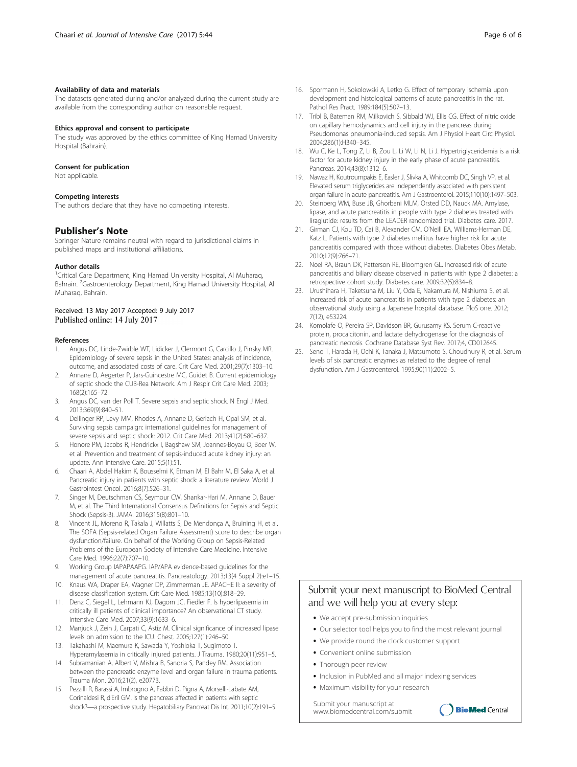### Availability of data and materials

The datasets generated during and/or analyzed during the current study are available from the corresponding author on reasonable request.

### Ethics approval and consent to participate

The study was approved by the ethics committee of King Hamad University Hospital (Bahrain).

### Consent for publication

Not applicable.

### Competing interests

The authors declare that they have no competing interests.

## Publisher's Note

Springer Nature remains neutral with regard to jurisdictional claims in published maps and institutional affiliations.

### Author details

[1]Critical Care Department, King Hamad University Hospital, Al Muharaq, Bahrain. [2]Gastroenterology Department, King Hamad University Hospital, Al Muharaq, Bahrain.

Received: 13 May 2017 Accepted: 9 July 2017
Published online: 14 July 2017

### References

1. Angus DC, Linde-Zwirble WT, Lidicker J, Clermont G, Carcillo J, Pinsky MR. Epidemiology of severe sepsis in the United States: analysis of incidence, outcome, and associated costs of care. Crit Care Med. 2001;29(7):1303–10.
2. Annane D, Aegerter P, Jars-Guincestre MC, Guidet B. Current epidemiology of septic shock: the CUB-Rea Network. Am J Respir Crit Care Med. 2003; 168(2):165–72.
3. Angus DC, van der Poll T. Severe sepsis and septic shock. N Engl J Med. 2013;369(9):840–51.
4. Dellinger RP, Levy MM, Rhodes A, Annane D, Gerlach H, Opal SM, et al. Surviving sepsis campaign: international guidelines for management of severe sepsis and septic shock: 2012. Crit Care Med. 2013;41(2):580–637.
5. Honore PM, Jacobs R, Hendrickx I, Bagshaw SM, Joannes-Boyau O, Boer W, et al. Prevention and treatment of sepsis-induced acute kidney injury: an update. Ann Intensive Care. 2015;5(1):51.
6. Chaari A, Abdel Hakim K, Bousselmi K, Etman M, El Bahr M, El Saka A, et al. Pancreatic injury in patients with septic shock: a literature review. World J Gastrointest Oncol. 2016;8(7):526–31.
7. Singer M, Deutschman CS, Seymour CW, Shankar-Hari M, Annane D, Bauer M, et al. The Third International Consensus Definitions for Sepsis and Septic Shock (Sepsis-3). JAMA. 2016;315(8):801–10.
8. Vincent JL, Moreno R, Takala J, Willatts S, De Mendonça A, Bruining H, et al. The SOFA (Sepsis-related Organ Failure Assessment) score to describe organ dysfunction/failure. On behalf of the Working Group on Sepsis-Related Problems of the European Society of Intensive Care Medicine. Intensive Care Med. 1996;22(7):707–10.
9. Working Group IAPAPAAPG. IAP/APA evidence-based guidelines for the management of acute pancreatitis. Pancreatology. 2013;13(4 Suppl 2):e1–15.
10. Knaus WA, Draper EA, Wagner DP, Zimmerman JE. APACHE II: a severity of disease classification system. Crit Care Med. 1985;13(10):818–29.
11. Denz C, Siegel L, Lehmann KJ, Dagorn JC, Fiedler F. Is hyperlipasemia in critically ill patients of clinical importance? An observational CT study. Intensive Care Med. 2007;33(9):1633–6.
12. Manjuck J, Zein J, Carpati C, Astiz M. Clinical significance of increased lipase levels on admission to the ICU. Chest. 2005;127(1):246–50.
13. Takahashi M, Maemura K, Sawada Y, Yoshioka T, Sugimoto T. Hyperamylasemia in critically injured patients. J Trauma. 1980;20(11):951–5.
14. Subramanian A, Albert V, Mishra B, Sanoria S, Pandey RM. Association between the pancreatic enzyme level and organ failure in trauma patients. Trauma Mon. 2016;21(2), e20773.
15. Pezzilli R, Barassi A, Imbrogno A, Fabbri D, Pigna A, Morselli-Labate AM, Corinaldesi R, d'Eril GM. Is the pancreas affected in patients with septic shock?—a prospective study. Hepatobiliary Pancreat Dis Int. 2011;10(2):191–5.
16. Spormann H, Sokolowski A, Letko G. Effect of temporary ischemia upon development and histological patterns of acute pancreatitis in the rat. Pathol Res Pract. 1989;184(5):507–13.
17. Tribl B, Bateman RM, Milkovich S, Sibbald WJ, Ellis CG. Effect of nitric oxide on capillary hemodynamics and cell injury in the pancreas during Pseudomonas pneumonia-induced sepsis. Am J Physiol Heart Circ Physiol. 2004;286(1):H340–345.
18. Wu C, Ke L, Tong Z, Li B, Zou L, Li W, Li N, Li J. Hypertriglyceridemia is a risk factor for acute kidney injury in the early phase of acute pancreatitis. Pancreas. 2014;43(8):1312–6.
19. Nawaz H, Koutroumpakis E, Easler J, Slivka A, Whitcomb DC, Singh VP, et al. Elevated serum triglycerides are independently associated with persistent organ failure in acute pancreatitis. Am J Gastroenterol. 2015;110(10):1497–503.
20. Steinberg WM, Buse JB, Ghorbani MLM, Orsted DD, Nauck MA. Amylase, lipase, and acute pancreatitis in people with type 2 diabetes treated with liraglutide: results from the LEADER randomized trial. Diabetes care. 2017.
21. Girman CJ, Kou TD, Cai B, Alexander CM, O'Neill EA, Williams-Herman DE, Katz L. Patients with type 2 diabetes mellitus have higher risk for acute pancreatitis compared with those without diabetes. Diabetes Obes Metab. 2010;12(9):766–71.
22. Noel RA, Braun DK, Patterson RE, Bloomgren GL. Increased risk of acute pancreatitis and biliary disease observed in patients with type 2 diabetes: a retrospective cohort study. Diabetes care. 2009;32(5):834–8.
23. Urushihara H, Taketsuna M, Liu Y, Oda E, Nakamura M, Nishiuma S, et al. Increased risk of acute pancreatitis in patients with type 2 diabetes: an observational study using a Japanese hospital database. PloS one. 2012; 7(12), e53224.
24. Komolafe O, Pereira SP, Davidson BR, Gurusamy KS. Serum C-reactive protein, procalcitonin, and lactate dehydrogenase for the diagnosis of pancreatic necrosis. Cochrane Database Syst Rev. 2017;4, CD012645.
25. Seno T, Harada H, Ochi K, Tanaka J, Matsumoto S, Choudhury R, et al. Serum levels of six pancreatic enzymes as related to the degree of renal dysfunction. Am J Gastroenterol. 1995;90(11):2002–5.